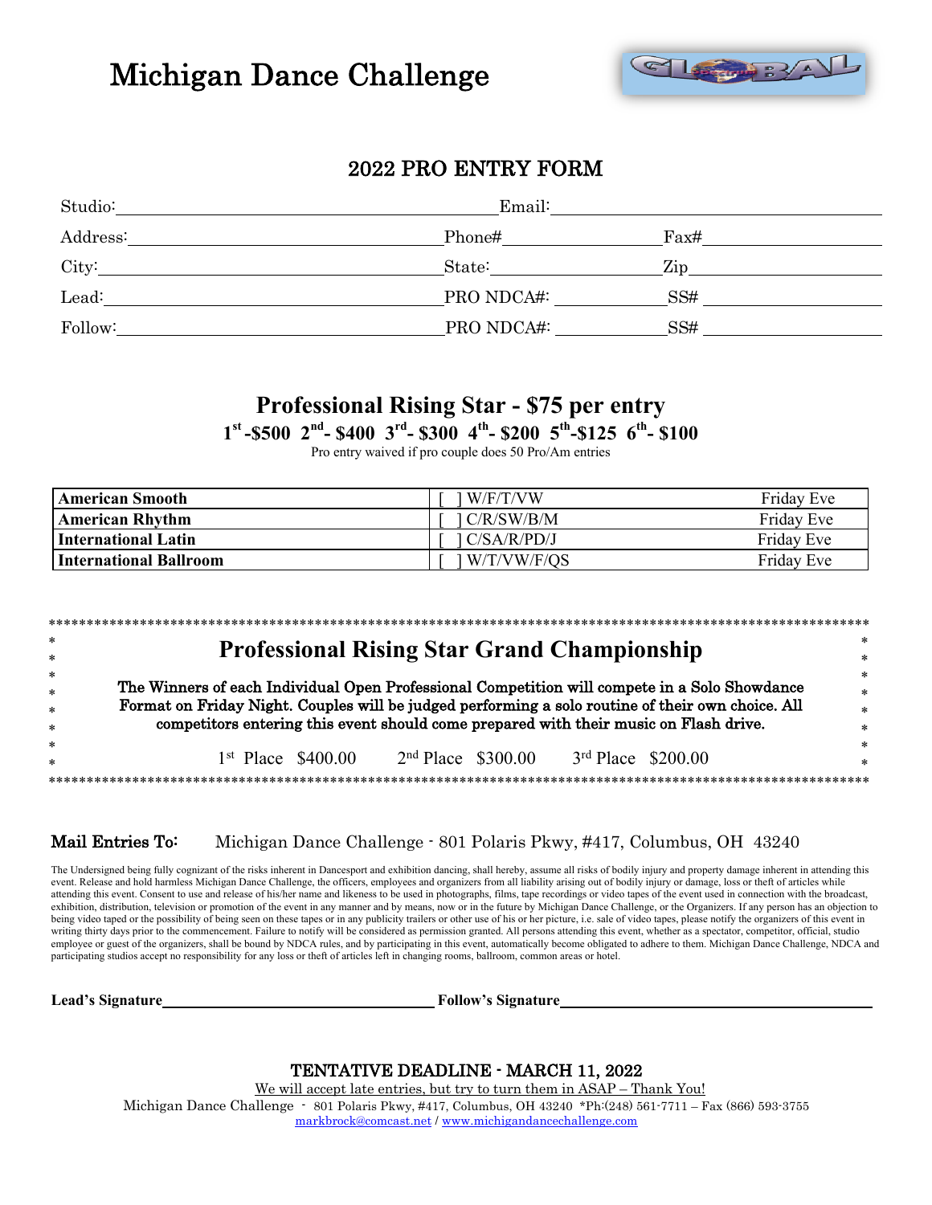# Michigan Dance Challenge

## 2022 PRO ENTRY FORM

Studio: ______________________ Email: ______________________

Address: ______________________ Phone# ______________ Fax# ______________

City: ______________________ State: ______________ Zip ______________

Lead: ______________________ PRO NDCA#: ______________ SS# ______________

Follow: ______________________ PRO NDCA#: ______________ SS# ______________

## Professional Rising Star - $75 per entry

**1st -$500 2nd- $400 3rd- $300 4th- $200 5th-$125 6th- $100**

Pro entry waived if pro couple does 50 Pro/Am entries

| | | |
|---|---|---|
| **American Smooth** | [ ] W/F/T/VW | Friday Eve |
| **American Rhythm** | [ ] C/R/SW/B/M | Friday Eve |
| **International Latin** | [ ] C/SA/R/PD/J | Friday Eve |
| **International Ballroom** | [ ] W/T/VW/F/QS | Friday Eve |

## Professional Rising Star Grand Championship

**The Winners of each Individual Open Professional Competition will compete in a Solo Showdance Format on Friday Night. Couples will be judged performing a solo routine of their own choice. All competitors entering this event should come prepared with their music on Flash drive.**

1st Place $400.00 2nd Place $300.00 3rd Place $200.00

**Mail Entries To:** Michigan Dance Challenge - 801 Polaris Pkwy, #417, Columbus, OH 43240

The Undersigned being fully cognizant of the risks inherent in Dancesport and exhibition dancing, shall hereby, assume all risks of bodily injury and property damage inherent in attending this event. Release and hold harmless Michigan Dance Challenge, the officers, employees and organizers from all liability arising out of bodily injury or damage, loss or theft of articles while attending this event. Consent to use and release of his/her name and likeness to be used in photographs, films, tape recordings or video tapes of the event used in connection with the broadcast, exhibition, distribution, television or promotion of the event in any manner and by means, now or in the future by Michigan Dance Challenge, or the Organizers. If any person has an objection to being video taped or the possibility of being seen on these tapes or in any publicity trailers or other use of his or her picture, i.e. sale of video tapes, please notify the organizers of this event in writing thirty days prior to the commencement. Failure to notify will be considered as permission granted. All persons attending this event, whether as a spectator, competitor, official, studio employee or guest of the organizers, shall be bound by NDCA rules, and by participating in this event, automatically become obligated to adhere to them. Michigan Dance Challenge, NDCA and participating studios accept no responsibility for any loss or theft of articles left in changing rooms, ballroom, common areas or hotel.

**Lead's Signature** ______________________ **Follow's Signature** ______________________

TENTATIVE DEADLINE - MARCH 11, 2022

We will accept late entries, but try to turn them in ASAP – Thank You!

Michigan Dance Challenge - 801 Polaris Pkwy, #417, Columbus, OH 43240 *Ph:(248) 561-7711 – Fax (866) 593-3755

markbrock@comcast.net / www.michigandancechallenge.com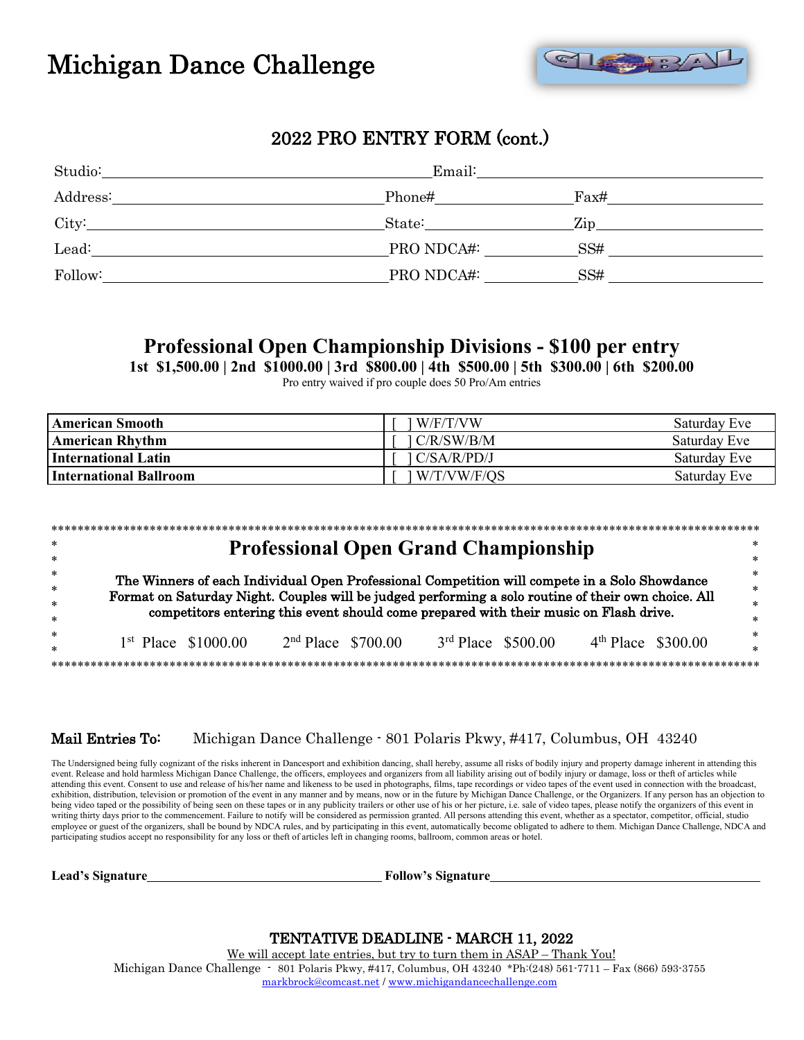# Michigan Dance Challenge

## 2022 PRO ENTRY FORM (cont.)

Studio:______________________________ Email:______________________________

Address:______________________________ Phone#______________ Fax#______________

City:______________________________ State:______________ Zip______________

Lead:______________________________ PRO NDCA#: ____________ SS# ______________

Follow:______________________________ PRO NDCA#: ____________ SS# ______________

## Professional Open Championship Divisions - $100 per entry

**1st $1,500.00 | 2nd $1000.00 | 3rd $800.00 | 4th $500.00 | 5th $300.00 | 6th $200.00**

Pro entry waived if pro couple does 50 Pro/Am entries

| | | |
|---|---|---|
| **American Smooth** | [ ] W/F/T/VW | Saturday Eve |
| **American Rhythm** | [ ] C/R/SW/B/M | Saturday Eve |
| **International Latin** | [ ] C/SA/R/PD/J | Saturday Eve |
| **International Ballroom** | [ ] W/T/VW/F/QS | Saturday Eve |

## Professional Open Grand Championship

**The Winners of each Individual Open Professional Competition will compete in a Solo Showdance Format on Saturday Night. Couples will be judged performing a solo routine of their own choice. All competitors entering this event should come prepared with their music on Flash drive.**

1st Place $1000.00 2nd Place $700.00 3rd Place $500.00 4th Place $300.00

**Mail Entries To:** Michigan Dance Challenge - 801 Polaris Pkwy, #417, Columbus, OH 43240

The Undersigned being fully cognizant of the risks inherent in Dancesport and exhibition dancing, shall hereby, assume all risks of bodily injury and property damage inherent in attending this event. Release and hold harmless Michigan Dance Challenge, the officers, employees and organizers from all liability arising out of bodily injury or damage, loss or theft of articles while attending this event. Consent to use and release of his/her name and likeness to be used in photographs, films, tape recordings or video tapes of the event used in connection with the broadcast, exhibition, distribution, television or promotion of the event in any manner and by means, now or in the future by Michigan Dance Challenge, or the Organizers. If any person has an objection to being video taped or the possibility of being seen on these tapes or in any publicity trailers or other use of his or her picture, i.e. sale of video tapes, please notify the organizers of this event in writing thirty days prior to the commencement. Failure to notify will be considered as permission granted. All persons attending this event, whether as a spectator, competitor, official, studio employee or guest of the organizers, shall be bound by NDCA rules, and by participating in this event, automatically become obligated to adhere to them. Michigan Dance Challenge, NDCA and participating studios accept no responsibility for any loss or theft of articles left in changing rooms, ballroom, common areas or hotel.

**Lead's Signature**______________________________ **Follow's Signature**______________________________

### TENTATIVE DEADLINE - MARCH 11, 2022

We will accept late entries, but try to turn them in ASAP – Thank You!

Michigan Dance Challenge - 801 Polaris Pkwy, #417, Columbus, OH 43240 *Ph:(248) 561-7711 – Fax (866) 593-3755

markbrock@comcast.net / www.michigandancechallenge.com